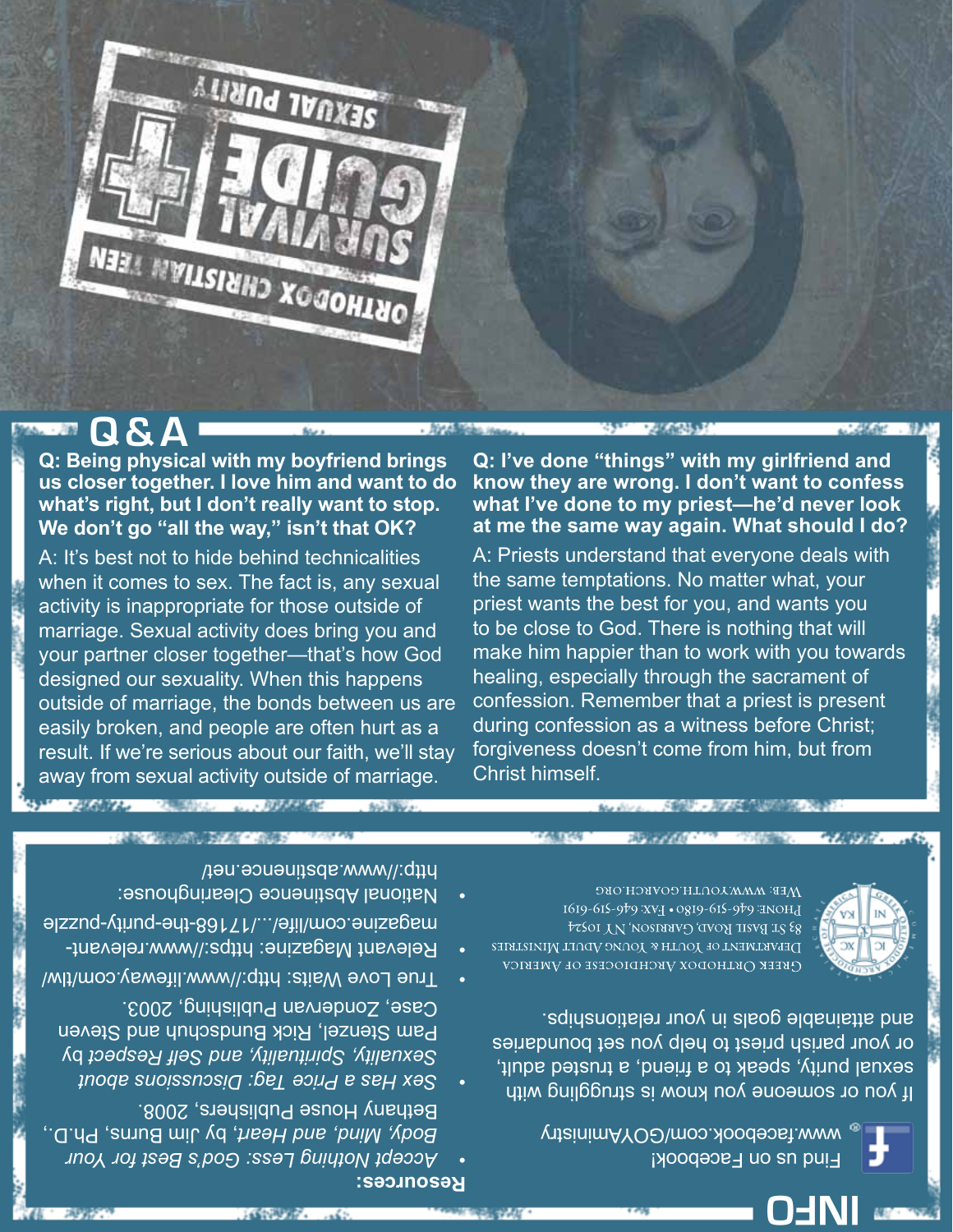ORTHODOX CHRISTIAN TEEN

SURVIVAL GUIDE

SEXUAL PURITY

## Q & A

**Q: Being physical with my boyfriend brings us closer together. I love him and want to do what's right, but I don't really want to stop. We don't go "all the way," isn't that OK?**

A: It's best not to hide behind technicalities when it comes to sex. The fact is, any sexual activity is inappropriate for those outside of marriage. Sexual activity does bring you and your partner closer together—that's how God designed our sexuality. When this happens outside of marriage, the bonds between us are easily broken, and people are often hurt as a result. If we're serious about our faith, we'll stay away from sexual activity outside of marriage.

**Q: I've done "things" with my girlfriend and know they are wrong. I don't want to confess what I've done to my priest—he'd never look at me the same way again. What should I do?**

A: Priests understand that everyone deals with the same temptations. No matter what, your priest wants the best for you, and wants you to be close to God. There is nothing that will make him happier than to work with you towards healing, especially through the sacrament of confession. Remember that a priest is present during confession as a witness before Christ; forgiveness doesn't come from him, but from Christ himself.

## INFO

Find us on Facebook!
www.facebook.com/GOYAministry

If you or someone you know is struggling with sexual purity, speak to a friend, a trusted adult, or your parish priest to help you set boundaries and attainable goals in your relationships.

Greek Orthodox Archdiocese of America
Department of Youth & Young Adult Ministries
83 St. Basil Road, Garrison, NY 10524
Phone: 646-519-6180 • Fax: 646-519-6191
Web: www.youth.goarch.org

**Resources:**

- *Accept Nothing Less: God's Best for Your Body, Mind, and Heart*, by Jim Burns, Ph.D., Bethany House Publishers, 2008.
- *Sex Has a Price Tag: Discussions about Sexuality, Spirituality, and Self Respect* by Pam Stenzel, Rick Bundschuh and Steven Case, Zondervan Publishing, 2003.
- True Love Waits: http://www.lifeway.com/tlw/
- Relevant Magazine: https://www.relevant-magazine.com/life/...17168-the-purity-puzzle
- National Abstinence Clearinghouse: http://www.abstinence.net/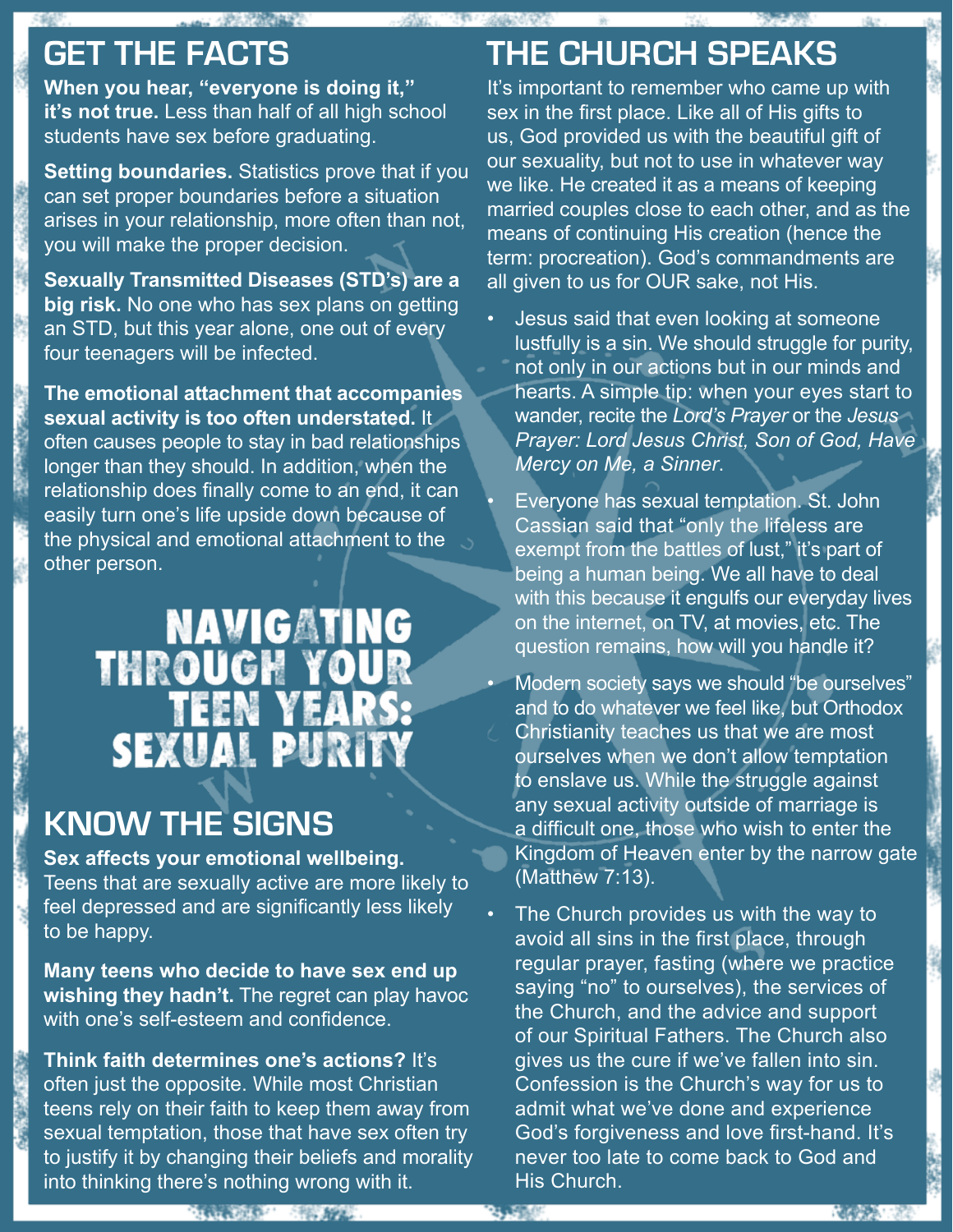# NAVIGATING THROUGH YOUR TEEN YEARS: SEXUAL PURITY

## GET THE FACTS

**When you hear, “everyone is doing it,” it’s not true.** Less than half of all high school students have sex before graduating.

**Setting boundaries.** Statistics prove that if you can set proper boundaries before a situation arises in your relationship, more often than not, you will make the proper decision.

**Sexually Transmitted Diseases (STD’s) are a big risk.** No one who has sex plans on getting an STD, but this year alone, one out of every four teenagers will be infected.

**The emotional attachment that accompanies sexual activity is too often understated.** It often causes people to stay in bad relationships longer than they should. In addition, when the relationship does finally come to an end, it can easily turn one’s life upside down because of the physical and emotional attachment to the other person.

## KNOW THE SIGNS

**Sex affects your emotional wellbeing.** Teens that are sexually active are more likely to feel depressed and are significantly less likely to be happy.

**Many teens who decide to have sex end up wishing they hadn’t.** The regret can play havoc with one’s self-esteem and confidence.

**Think faith determines one’s actions?** It’s often just the opposite. While most Christian teens rely on their faith to keep them away from sexual temptation, those that have sex often try to justify it by changing their beliefs and morality into thinking there’s nothing wrong with it.

## THE CHURCH SPEAKS

It’s important to remember who came up with sex in the first place. Like all of His gifts to us, God provided us with the beautiful gift of our sexuality, but not to use in whatever way we like. He created it as a means of keeping married couples close to each other, and as the means of continuing His creation (hence the term: procreation). God’s commandments are all given to us for OUR sake, not His.

- Jesus said that even looking at someone lustfully is a sin. We should struggle for purity, not only in our actions but in our minds and hearts. A simple tip: when your eyes start to wander, recite the *Lord’s Prayer* or the *Jesus Prayer: Lord Jesus Christ, Son of God, Have Mercy on Me, a Sinner*.
- Everyone has sexual temptation. St. John Cassian said that “only the lifeless are exempt from the battles of lust,” it’s part of being a human being. We all have to deal with this because it engulfs our everyday lives on the internet, on TV, at movies, etc. The question remains, how will you handle it?
- Modern society says we should “be ourselves” and to do whatever we feel like, but Orthodox Christianity teaches us that we are most ourselves when we don’t allow temptation to enslave us. While the struggle against any sexual activity outside of marriage is a difficult one, those who wish to enter the Kingdom of Heaven enter by the narrow gate (Matthew 7:13).
- The Church provides us with the way to avoid all sins in the first place, through regular prayer, fasting (where we practice saying “no” to ourselves), the services of the Church, and the advice and support of our Spiritual Fathers. The Church also gives us the cure if we’ve fallen into sin. Confession is the Church’s way for us to admit what we’ve done and experience God’s forgiveness and love first-hand. It’s never too late to come back to God and His Church.